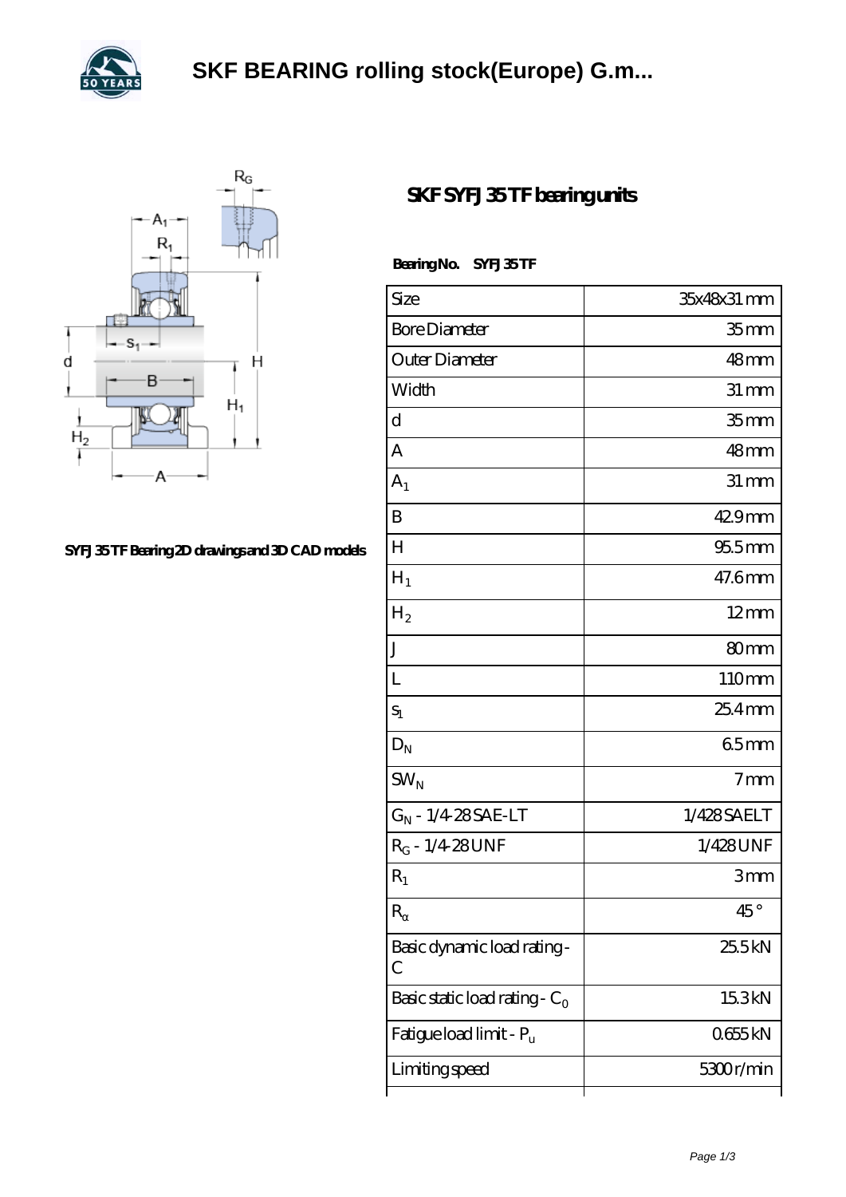# SKF BEARING rolling stock(Europe) G.m...

## SKF SYFJ 35 TF bearing units

SYFJ 35 TF Bearing 2D drawings and 3D CAD models

**Bearing No. SYFJ 35 TF**

| Size | 35x48x31 mm |
|---|---|
| Bore Diameter | 35 mm |
| Outer Diameter | 48 mm |
| Width | 31 mm |
| d | 35 mm |
| A | 48 mm |
| $A_1$ | 31 mm |
| B | 42.9 mm |
| H | 95.5 mm |
| $H_1$ | 47.6 mm |
| $H_2$ | 12 mm |
| J | 80 mm |
| L | 110 mm |
| $s_1$ | 25.4 mm |
| $D_N$ | 6.5 mm |
| $SW_N$ | 7 mm |
| $G_N$ - 1/4-28 SAE-LT | 1/428 SAELT |
| $R_G$ - 1/4-28 UNF | 1/428 UNF |
| $R_1$ | 3 mm |
| $R_\alpha$ | 45 ° |
| Basic dynamic load rating - C | 25.5 kN |
| Basic static load rating - $C_0$ | 15.3 kN |
| Fatigue load limit - $P_u$ | 0.655 kN |
| Limiting speed | 5300 r/min |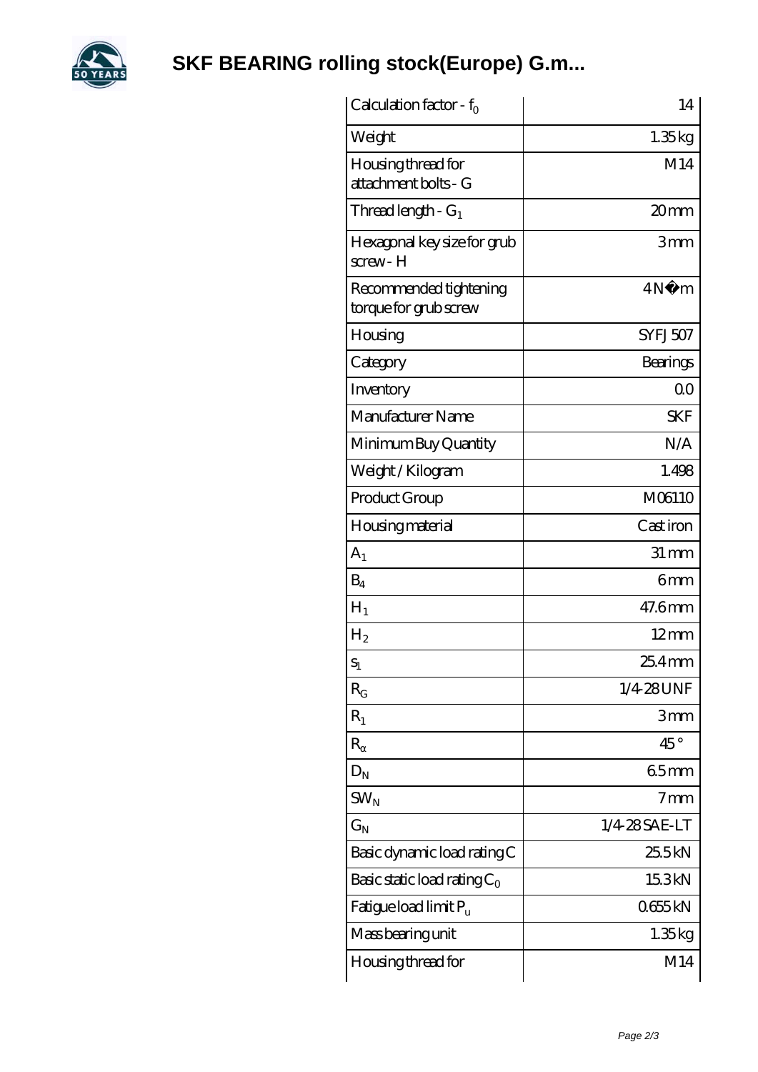# SKF BEARING rolling stock(Europe) G.m...

| | |
|---|---|
| Calculation factor - $f_0$ | 14 |
| Weight | 1.35 kg |
| Housing thread for attachment bolts - G | M14 |
| Thread length - $G_1$ | 20 mm |
| Hexagonal key size for grub screw - H | 3 mm |
| Recommended tightening torque for grub screw | 4 N·m |
| Housing | SYFJ 507 |
| Category | Bearings |
| Inventory | 0.0 |
| Manufacturer Name | SKF |
| Minimum Buy Quantity | N/A |
| Weight / Kilogram | 1.498 |
| Product Group | M06110 |
| Housing material | Cast iron |
| $A_1$ | 31 mm |
| $B_4$ | 6 mm |
| $H_1$ | 47.6 mm |
| $H_2$ | 12 mm |
| $S_1$ | 25.4 mm |
| $R_G$ | 1/4-28 UNF |
| $R_1$ | 3 mm |
| $R_\alpha$ | 45 ° |
| $D_N$ | 6.5 mm |
| $SW_N$ | 7 mm |
| $G_N$ | 1/4-28 SAE-LT |
| Basic dynamic load rating C | 25.5 kN |
| Basic static load rating $C_0$ | 15.3 kN |
| Fatigue load limit $P_u$ | 0.655 kN |
| Mass bearing unit | 1.35 kg |
| Housing thread for | M14 |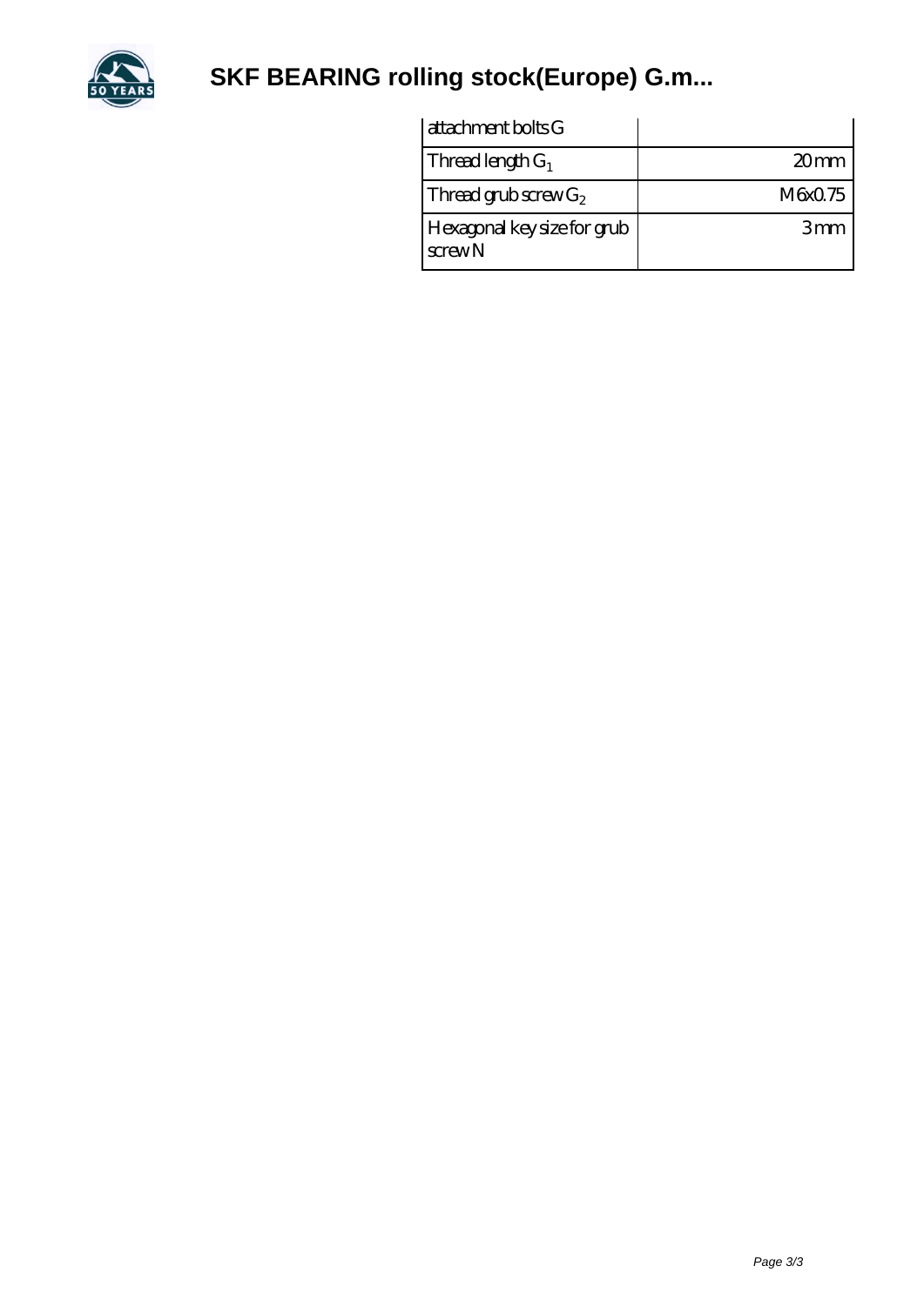| | |
|---|---|
| attachment bolts G | |
| Thread length $G_1$ | 20 mm |
| Thread grub screw $G_2$ | M6x0.75 |
| Hexagonal key size for grub screw N | 3 mm |